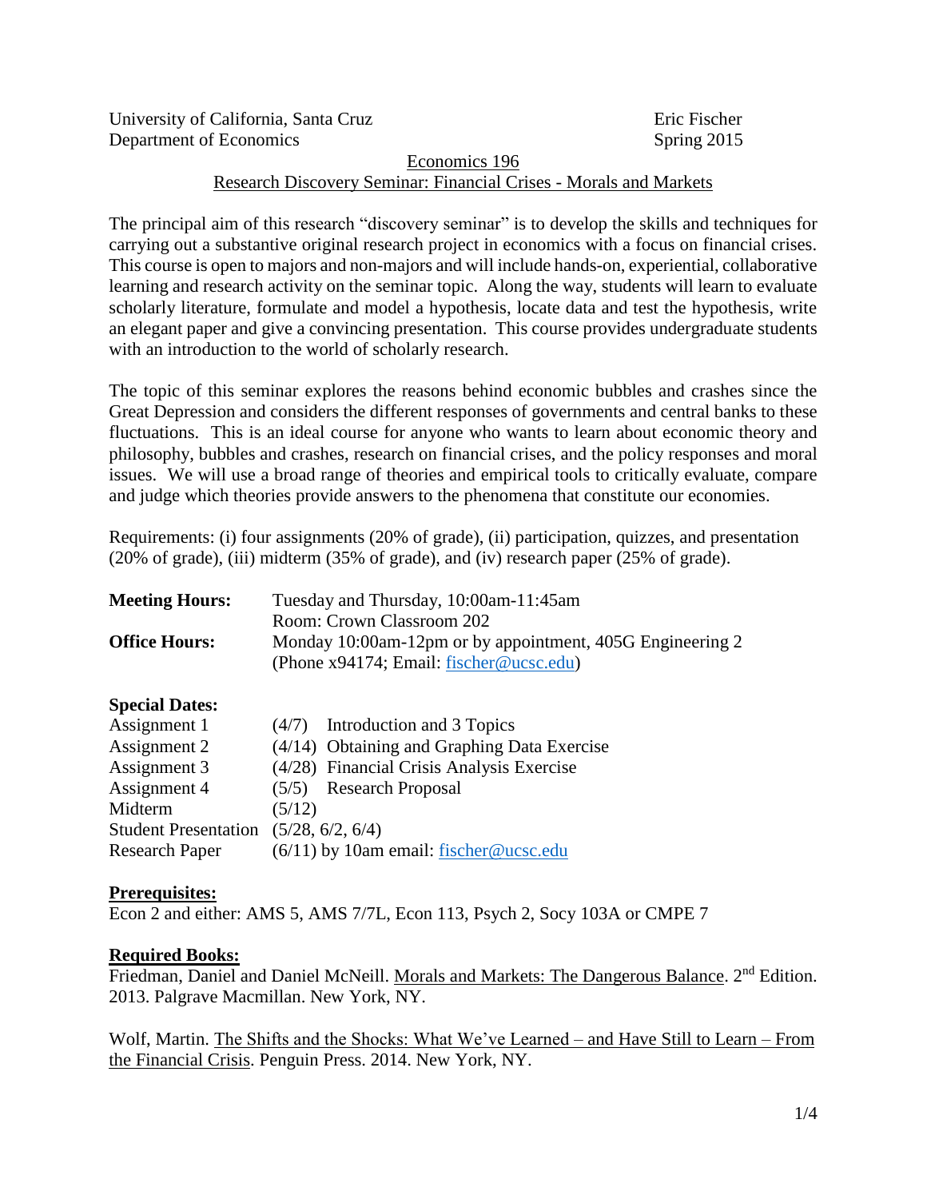University of California, Santa Cruz — Eric Fischer
Department of Economics — Spring 2015

## Economics 196
## Research Discovery Seminar: Financial Crises - Morals and Markets

The principal aim of this research "discovery seminar" is to develop the skills and techniques for carrying out a substantive original research project in economics with a focus on financial crises. This course is open to majors and non-majors and will include hands-on, experiential, collaborative learning and research activity on the seminar topic. Along the way, students will learn to evaluate scholarly literature, formulate and model a hypothesis, locate data and test the hypothesis, write an elegant paper and give a convincing presentation. This course provides undergraduate students with an introduction to the world of scholarly research.

The topic of this seminar explores the reasons behind economic bubbles and crashes since the Great Depression and considers the different responses of governments and central banks to these fluctuations. This is an ideal course for anyone who wants to learn about economic theory and philosophy, bubbles and crashes, research on financial crises, and the policy responses and moral issues. We will use a broad range of theories and empirical tools to critically evaluate, compare and judge which theories provide answers to the phenomena that constitute our economies.

Requirements: (i) four assignments (20% of grade), (ii) participation, quizzes, and presentation (20% of grade), (iii) midterm (35% of grade), and (iv) research paper (25% of grade).

**Meeting Hours:** Tuesday and Thursday, 10:00am-11:45am
Room: Crown Classroom 202

**Office Hours:** Monday 10:00am-12pm or by appointment, 405G Engineering 2
(Phone x94174; Email: fischer@ucsc.edu)

**Special Dates:**

| | |
|---|---|
| Assignment 1 | (4/7) Introduction and 3 Topics |
| Assignment 2 | (4/14) Obtaining and Graphing Data Exercise |
| Assignment 3 | (4/28) Financial Crisis Analysis Exercise |
| Assignment 4 | (5/5) Research Proposal |
| Midterm | (5/12) |
| Student Presentation | (5/28, 6/2, 6/4) |
| Research Paper | (6/11) by 10am email: fischer@ucsc.edu |

**Prerequisites:**
Econ 2 and either: AMS 5, AMS 7/7L, Econ 113, Psych 2, Socy 103A or CMPE 7

**Required Books:**
Friedman, Daniel and Daniel McNeill. Morals and Markets: The Dangerous Balance. 2nd Edition. 2013. Palgrave Macmillan. New York, NY.

Wolf, Martin. The Shifts and the Shocks: What We've Learned – and Have Still to Learn – From the Financial Crisis. Penguin Press. 2014. New York, NY.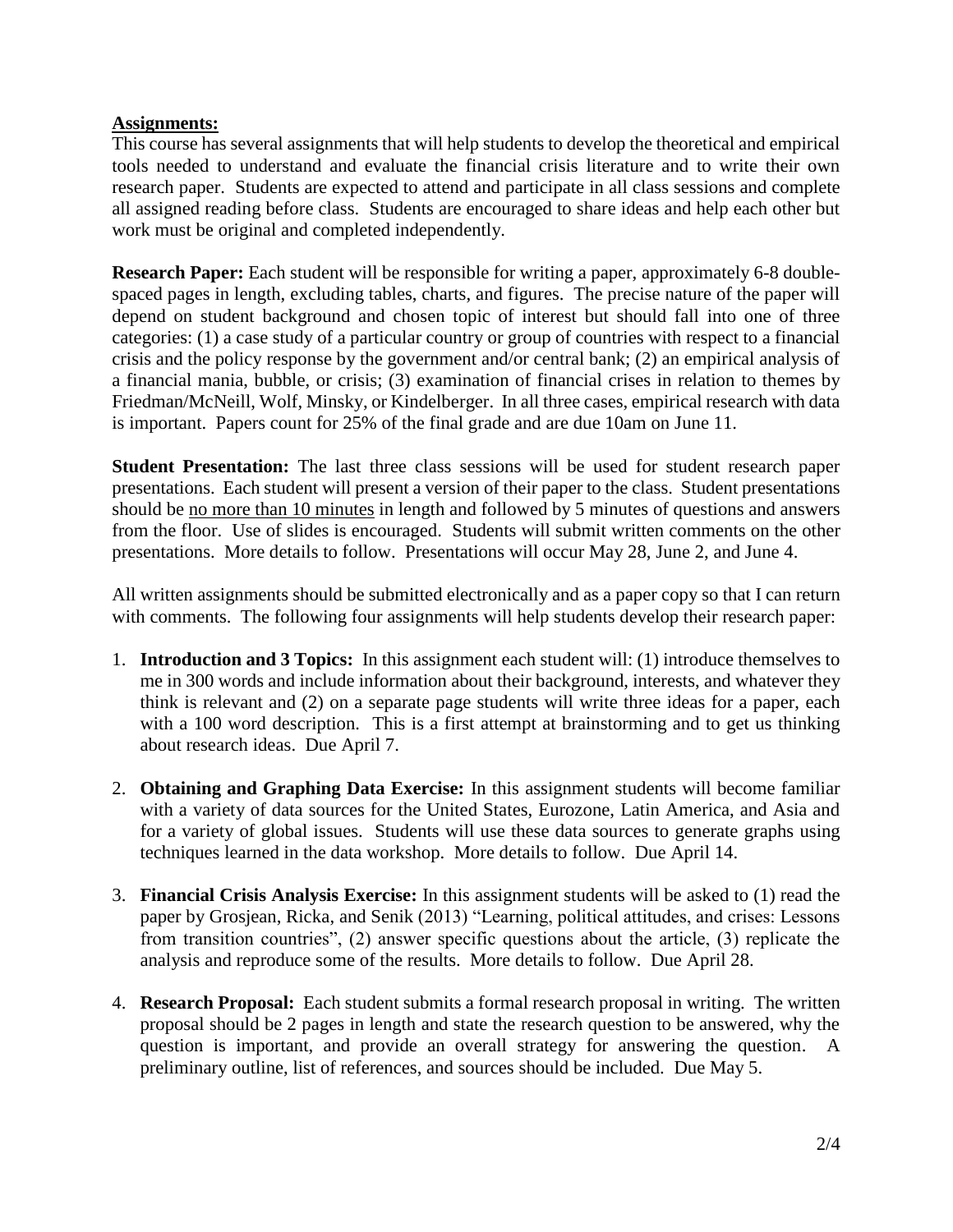**<u>Assignments:</u>**

This course has several assignments that will help students to develop the theoretical and empirical tools needed to understand and evaluate the financial crisis literature and to write their own research paper. Students are expected to attend and participate in all class sessions and complete all assigned reading before class. Students are encouraged to share ideas and help each other but work must be original and completed independently.

**Research Paper:** Each student will be responsible for writing a paper, approximately 6-8 double-spaced pages in length, excluding tables, charts, and figures. The precise nature of the paper will depend on student background and chosen topic of interest but should fall into one of three categories: (1) a case study of a particular country or group of countries with respect to a financial crisis and the policy response by the government and/or central bank; (2) an empirical analysis of a financial mania, bubble, or crisis; (3) examination of financial crises in relation to themes by Friedman/McNeill, Wolf, Minsky, or Kindelberger. In all three cases, empirical research with data is important. Papers count for 25% of the final grade and are due 10am on June 11.

**Student Presentation:** The last three class sessions will be used for student research paper presentations. Each student will present a version of their paper to the class. Student presentations should be <u>no more than 10 minutes</u> in length and followed by 5 minutes of questions and answers from the floor. Use of slides is encouraged. Students will submit written comments on the other presentations. More details to follow. Presentations will occur May 28, June 2, and June 4.

All written assignments should be submitted electronically and as a paper copy so that I can return with comments. The following four assignments will help students develop their research paper:

1. **Introduction and 3 Topics:** In this assignment each student will: (1) introduce themselves to me in 300 words and include information about their background, interests, and whatever they think is relevant and (2) on a separate page students will write three ideas for a paper, each with a 100 word description. This is a first attempt at brainstorming and to get us thinking about research ideas. Due April 7.
2. **Obtaining and Graphing Data Exercise:** In this assignment students will become familiar with a variety of data sources for the United States, Eurozone, Latin America, and Asia and for a variety of global issues. Students will use these data sources to generate graphs using techniques learned in the data workshop. More details to follow. Due April 14.
3. **Financial Crisis Analysis Exercise:** In this assignment students will be asked to (1) read the paper by Grosjean, Ricka, and Senik (2013) "Learning, political attitudes, and crises: Lessons from transition countries", (2) answer specific questions about the article, (3) replicate the analysis and reproduce some of the results. More details to follow. Due April 28.
4. **Research Proposal:** Each student submits a formal research proposal in writing. The written proposal should be 2 pages in length and state the research question to be answered, why the question is important, and provide an overall strategy for answering the question. A preliminary outline, list of references, and sources should be included. Due May 5.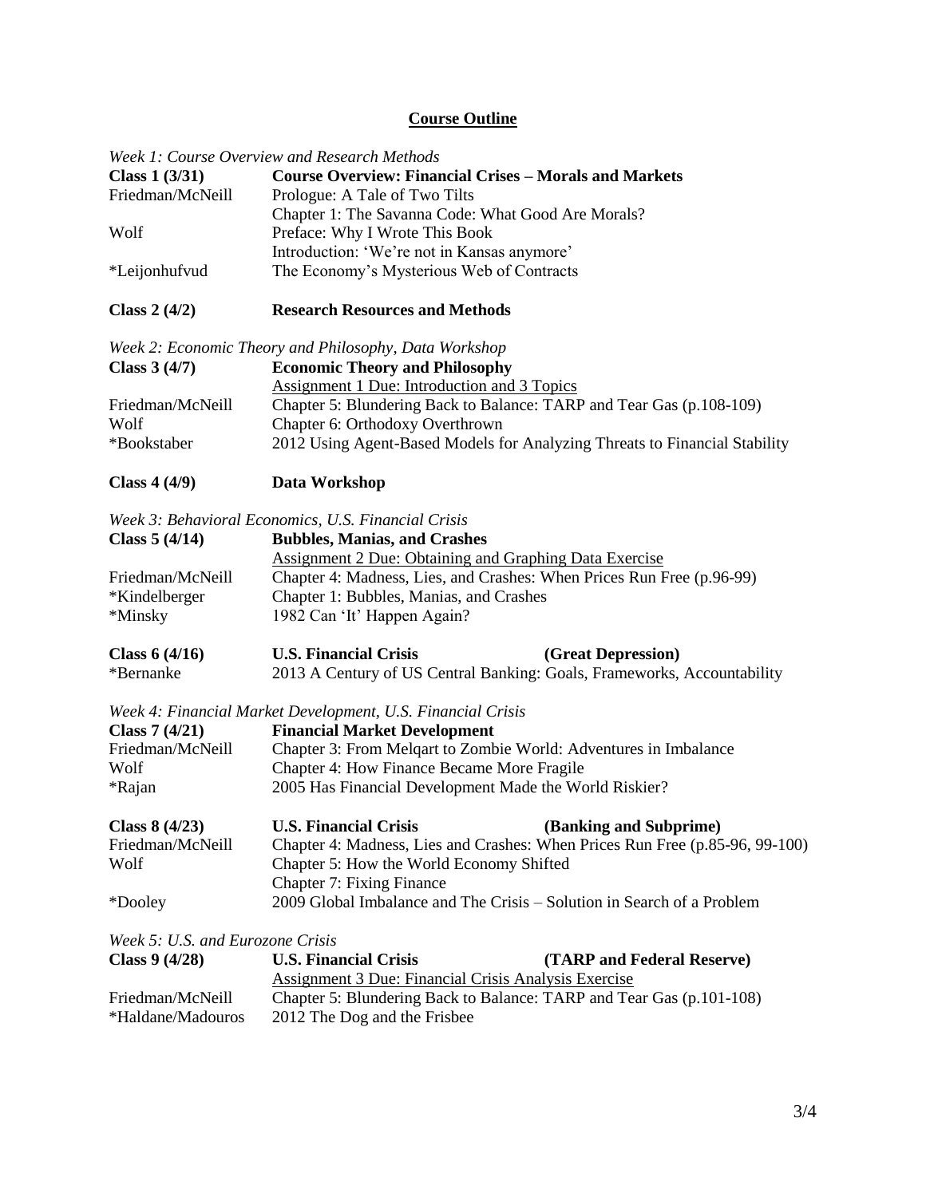## Course Outline

*Week 1: Course Overview and Research Methods*

**Class 1 (3/31)** — **Course Overview: Financial Crises – Morals and Markets**

| | |
|---|---|
| Friedman/McNeill | Prologue: A Tale of Two Tilts |
| | Chapter 1: The Savanna Code: What Good Are Morals? |
| Wolf | Preface: Why I Wrote This Book |
| | Introduction: 'We're not in Kansas anymore' |
| *Leijonhufvud | The Economy's Mysterious Web of Contracts |

**Class 2 (4/2)** — **Research Resources and Methods**

*Week 2: Economic Theory and Philosophy, Data Workshop*

**Class 3 (4/7)** — **Economic Theory and Philosophy**

<u>Assignment 1 Due: Introduction and 3 Topics</u>

| | |
|---|---|
| Friedman/McNeill | Chapter 5: Blundering Back to Balance: TARP and Tear Gas (p.108-109) |
| Wolf | Chapter 6: Orthodoxy Overthrown |
| *Bookstaber | 2012 Using Agent-Based Models for Analyzing Threats to Financial Stability |

**Class 4 (4/9)** — **Data Workshop**

*Week 3: Behavioral Economics, U.S. Financial Crisis*

**Class 5 (4/14)** — **Bubbles, Manias, and Crashes**

<u>Assignment 2 Due: Obtaining and Graphing Data Exercise</u>

| | |
|---|---|
| Friedman/McNeill | Chapter 4: Madness, Lies, and Crashes: When Prices Run Free (p.96-99) |
| *Kindelberger | Chapter 1: Bubbles, Manias, and Crashes |
| *Minsky | 1982 Can 'It' Happen Again? |

**Class 6 (4/16)** — **U.S. Financial Crisis** **(Great Depression)**

| | |
|---|---|
| *Bernanke | 2013 A Century of US Central Banking: Goals, Frameworks, Accountability |

*Week 4: Financial Market Development, U.S. Financial Crisis*

**Class 7 (4/21)** — **Financial Market Development**

| | |
|---|---|
| Friedman/McNeill | Chapter 3: From Melqart to Zombie World: Adventures in Imbalance |
| Wolf | Chapter 4: How Finance Became More Fragile |
| *Rajan | 2005 Has Financial Development Made the World Riskier? |

**Class 8 (4/23)** — **U.S. Financial Crisis** **(Banking and Subprime)**

| | |
|---|---|
| Friedman/McNeill | Chapter 4: Madness, Lies and Crashes: When Prices Run Free (p.85-96, 99-100) |
| Wolf | Chapter 5: How the World Economy Shifted |
| | Chapter 7: Fixing Finance |
| *Dooley | 2009 Global Imbalance and The Crisis – Solution in Search of a Problem |

*Week 5: U.S. and Eurozone Crisis*

**Class 9 (4/28)** — **U.S. Financial Crisis** **(TARP and Federal Reserve)**

<u>Assignment 3 Due: Financial Crisis Analysis Exercise</u>

| | |
|---|---|
| Friedman/McNeill | Chapter 5: Blundering Back to Balance: TARP and Tear Gas (p.101-108) |
| *Haldane/Madouros | 2012 The Dog and the Frisbee |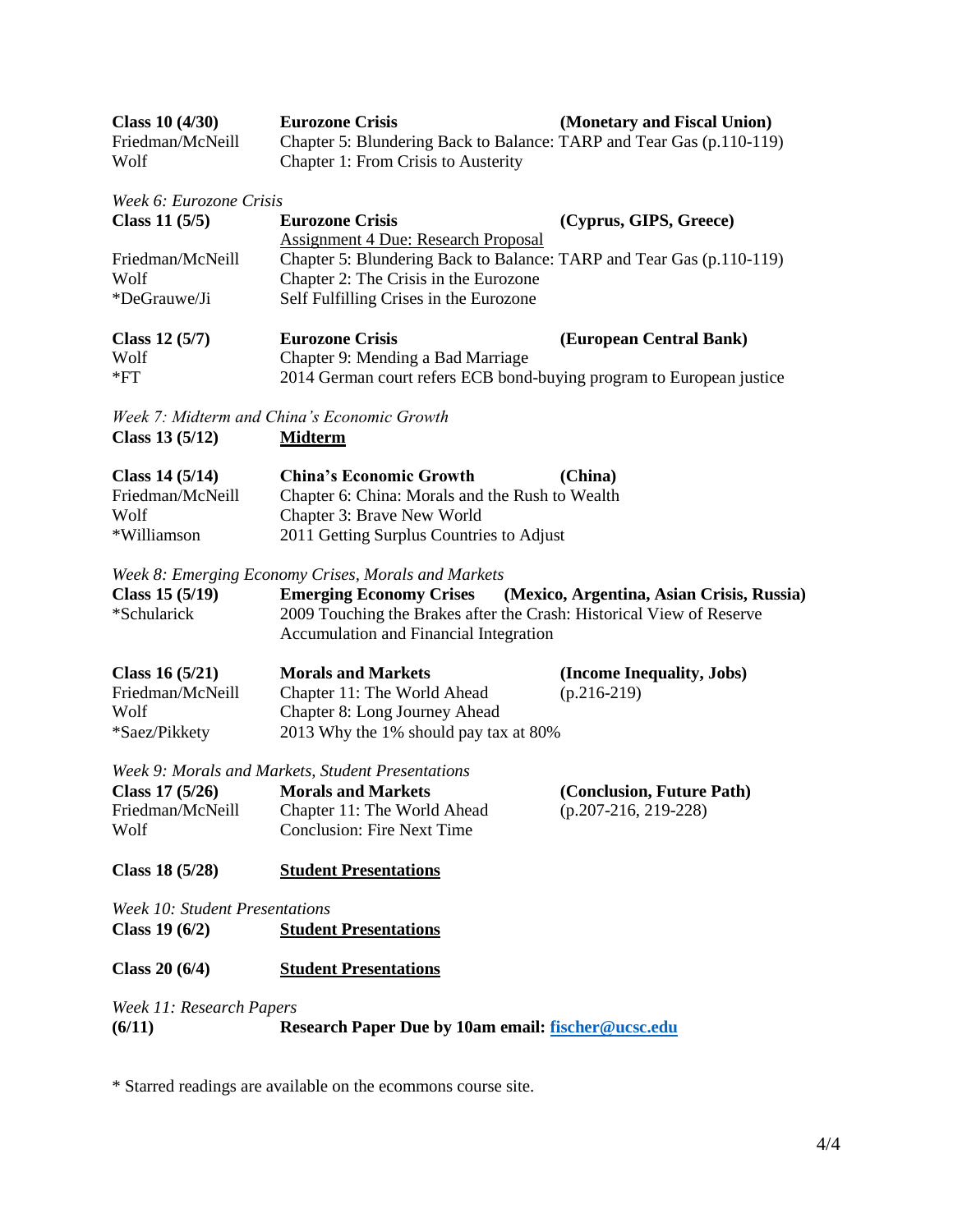**Class 10 (4/30)** **Eurozone Crisis** **(Monetary and Fiscal Union)**
Friedman/McNeill Chapter 5: Blundering Back to Balance: TARP and Tear Gas (p.110-119)
Wolf Chapter 1: From Crisis to Austerity

*Week 6: Eurozone Crisis*

**Class 11 (5/5)** **Eurozone Crisis** **(Cyprus, GIPS, Greece)**
Assignment 4 Due: Research Proposal
Friedman/McNeill Chapter 5: Blundering Back to Balance: TARP and Tear Gas (p.110-119)
Wolf Chapter 2: The Crisis in the Eurozone
*DeGrauwe/Ji Self Fulfilling Crises in the Eurozone

**Class 12 (5/7)** **Eurozone Crisis** **(European Central Bank)**
Wolf Chapter 9: Mending a Bad Marriage
*FT 2014 German court refers ECB bond-buying program to European justice

*Week 7: Midterm and China's Economic Growth*

**Class 13 (5/12)** **Midterm**

**Class 14 (5/14)** **China's Economic Growth** **(China)**
Friedman/McNeill Chapter 6: China: Morals and the Rush to Wealth
Wolf Chapter 3: Brave New World
*Williamson 2011 Getting Surplus Countries to Adjust

*Week 8: Emerging Economy Crises, Morals and Markets*

**Class 15 (5/19)** **Emerging Economy Crises** **(Mexico, Argentina, Asian Crisis, Russia)**
*Schularick 2009 Touching the Brakes after the Crash: Historical View of Reserve Accumulation and Financial Integration

**Class 16 (5/21)** **Morals and Markets** **(Income Inequality, Jobs)**
Friedman/McNeill Chapter 11: The World Ahead (p.216-219)
Wolf Chapter 8: Long Journey Ahead
*Saez/Pikkety 2013 Why the 1% should pay tax at 80%

*Week 9: Morals and Markets, Student Presentations*

**Class 17 (5/26)** **Morals and Markets** **(Conclusion, Future Path)**
Friedman/McNeill Chapter 11: The World Ahead (p.207-216, 219-228)
Wolf Conclusion: Fire Next Time

**Class 18 (5/28)** **Student Presentations**

*Week 10: Student Presentations*

**Class 19 (6/2)** **Student Presentations**

**Class 20 (6/4)** **Student Presentations**

*Week 11: Research Papers*

**(6/11)** **Research Paper Due by 10am email: fischer@ucsc.edu**

* Starred readings are available on the ecommons course site.